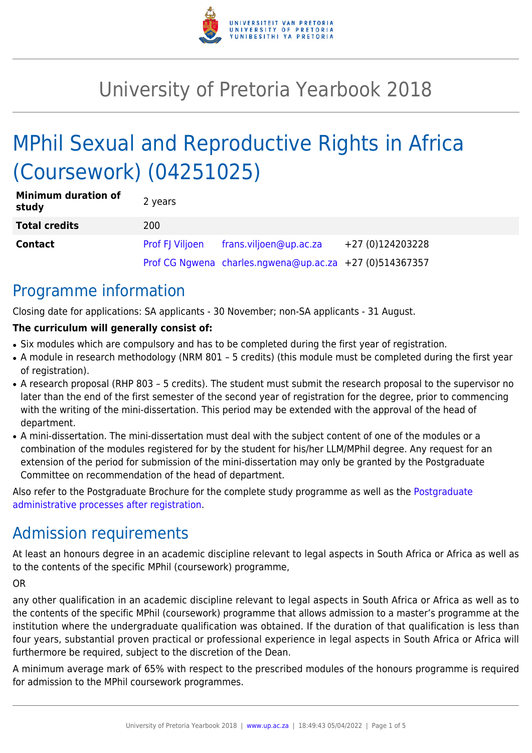# University of Pretoria Yearbook 2018

# MPhil Sexual and Reproductive Rights in Africa (Coursework) (04251025)

| | | | |
|---|---|---|---|
| **Minimum duration of study** | 2 years | | |
| **Total credits** | 200 | | |
| **Contact** | Prof FJ Viljoen | frans.viljoen@up.ac.za | +27 (0)124203228 |
| | Prof CG Ngwena | charles.ngwena@up.ac.za | +27 (0)514367357 |

## Programme information

Closing date for applications: SA applicants - 30 November; non-SA applicants - 31 August.

**The curriculum will generally consist of:**

- Six modules which are compulsory and has to be completed during the first year of registration.
- A module in research methodology (NRM 801 – 5 credits) (this module must be completed during the first year of registration).
- A research proposal (RHP 803 – 5 credits). The student must submit the research proposal to the supervisor no later than the end of the first semester of the second year of registration for the degree, prior to commencing with the writing of the mini-dissertation. This period may be extended with the approval of the head of department.
- A mini-dissertation. The mini-dissertation must deal with the subject content of one of the modules or a combination of the modules registered for by the student for his/her LLM/MPhil degree. Any request for an extension of the period for submission of the mini-dissertation may only be granted by the Postgraduate Committee on recommendation of the head of department.

Also refer to the Postgraduate Brochure for the complete study programme as well as the Postgraduate administrative processes after registration.

## Admission requirements

At least an honours degree in an academic discipline relevant to legal aspects in South Africa or Africa as well as to the contents of the specific MPhil (coursework) programme,

OR

any other qualification in an academic discipline relevant to legal aspects in South Africa or Africa as well as to the contents of the specific MPhil (coursework) programme that allows admission to a master's programme at the institution where the undergraduate qualification was obtained. If the duration of that qualification is less than four years, substantial proven practical or professional experience in legal aspects in South Africa or Africa will furthermore be required, subject to the discretion of the Dean.

A minimum average mark of 65% with respect to the prescribed modules of the honours programme is required for admission to the MPhil coursework programmes.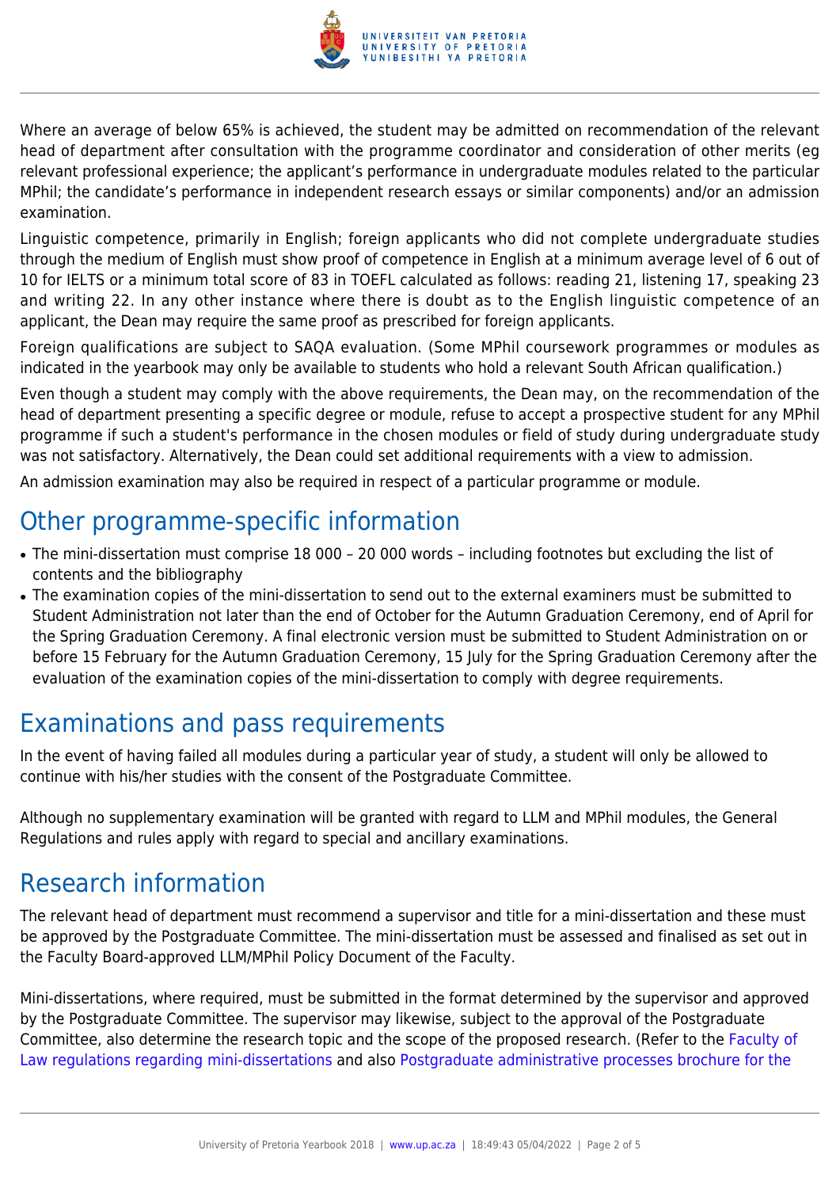Where an average of below 65% is achieved, the student may be admitted on recommendation of the relevant head of department after consultation with the programme coordinator and consideration of other merits (eg relevant professional experience; the applicant's performance in undergraduate modules related to the particular MPhil; the candidate's performance in independent research essays or similar components) and/or an admission examination.

Linguistic competence, primarily in English; foreign applicants who did not complete undergraduate studies through the medium of English must show proof of competence in English at a minimum average level of 6 out of 10 for IELTS or a minimum total score of 83 in TOEFL calculated as follows: reading 21, listening 17, speaking 23 and writing 22. In any other instance where there is doubt as to the English linguistic competence of an applicant, the Dean may require the same proof as prescribed for foreign applicants.

Foreign qualifications are subject to SAQA evaluation. (Some MPhil coursework programmes or modules as indicated in the yearbook may only be available to students who hold a relevant South African qualification.)

Even though a student may comply with the above requirements, the Dean may, on the recommendation of the head of department presenting a specific degree or module, refuse to accept a prospective student for any MPhil programme if such a student's performance in the chosen modules or field of study during undergraduate study was not satisfactory. Alternatively, the Dean could set additional requirements with a view to admission.

An admission examination may also be required in respect of a particular programme or module.

## Other programme-specific information

- The mini-dissertation must comprise 18 000 – 20 000 words – including footnotes but excluding the list of contents and the bibliography
- The examination copies of the mini-dissertation to send out to the external examiners must be submitted to Student Administration not later than the end of October for the Autumn Graduation Ceremony, end of April for the Spring Graduation Ceremony. A final electronic version must be submitted to Student Administration on or before 15 February for the Autumn Graduation Ceremony, 15 July for the Spring Graduation Ceremony after the evaluation of the examination copies of the mini-dissertation to comply with degree requirements.

## Examinations and pass requirements

In the event of having failed all modules during a particular year of study, a student will only be allowed to continue with his/her studies with the consent of the Postgraduate Committee.

Although no supplementary examination will be granted with regard to LLM and MPhil modules, the General Regulations and rules apply with regard to special and ancillary examinations.

## Research information

The relevant head of department must recommend a supervisor and title for a mini-dissertation and these must be approved by the Postgraduate Committee. The mini-dissertation must be assessed and finalised as set out in the Faculty Board-approved LLM/MPhil Policy Document of the Faculty.

Mini-dissertations, where required, must be submitted in the format determined by the supervisor and approved by the Postgraduate Committee. The supervisor may likewise, subject to the approval of the Postgraduate Committee, also determine the research topic and the scope of the proposed research. (Refer to the Faculty of Law regulations regarding mini-dissertations and also Postgraduate administrative processes brochure for the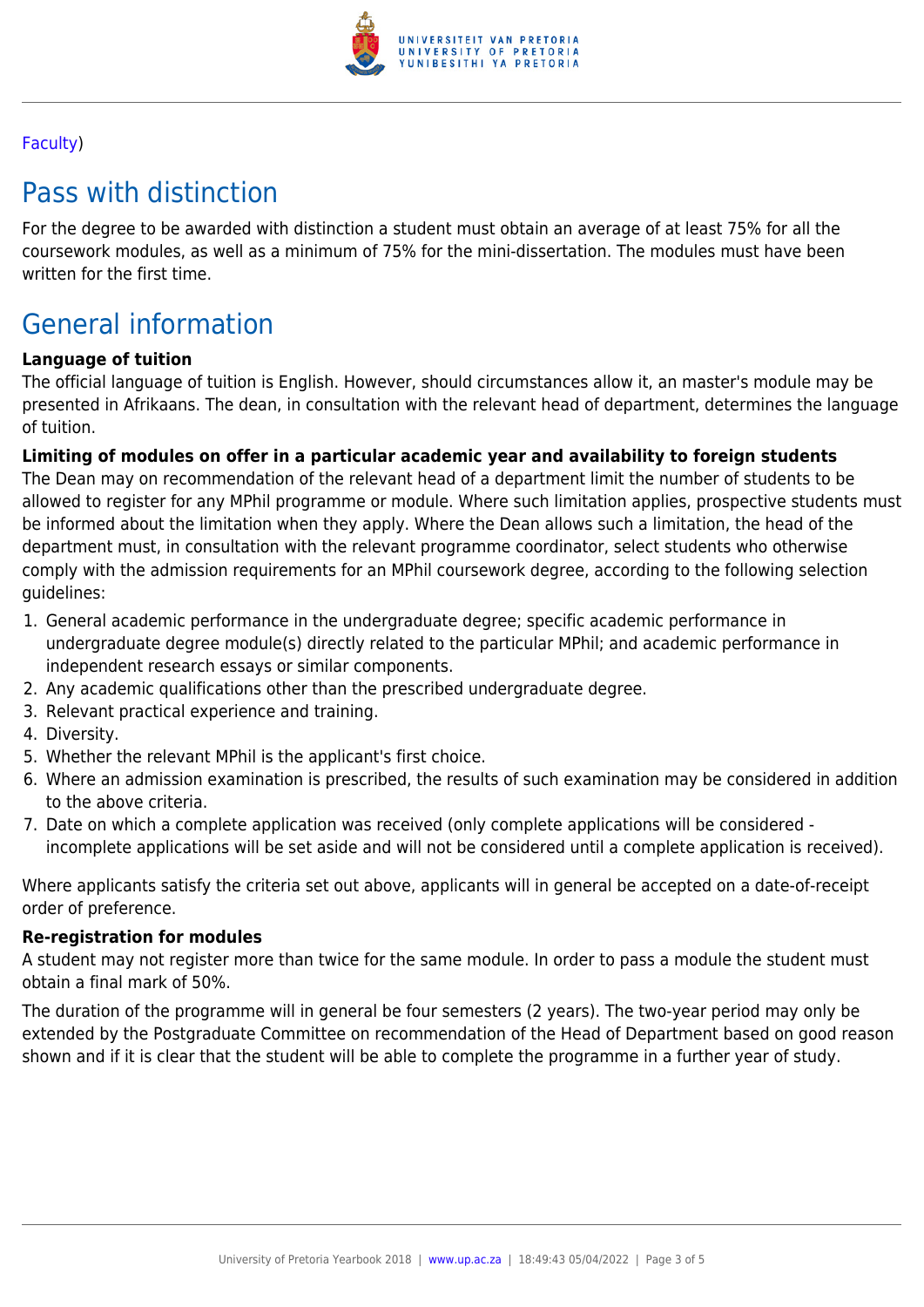Faculty)

## Pass with distinction

For the degree to be awarded with distinction a student must obtain an average of at least 75% for all the coursework modules, as well as a minimum of 75% for the mini-dissertation. The modules must have been written for the first time.

## General information

**Language of tuition**
The official language of tuition is English. However, should circumstances allow it, an master's module may be presented in Afrikaans. The dean, in consultation with the relevant head of department, determines the language of tuition.

**Limiting of modules on offer in a particular academic year and availability to foreign students**
The Dean may on recommendation of the relevant head of a department limit the number of students to be allowed to register for any MPhil programme or module. Where such limitation applies, prospective students must be informed about the limitation when they apply. Where the Dean allows such a limitation, the head of the department must, in consultation with the relevant programme coordinator, select students who otherwise comply with the admission requirements for an MPhil coursework degree, according to the following selection guidelines:

1. General academic performance in the undergraduate degree; specific academic performance in undergraduate degree module(s) directly related to the particular MPhil; and academic performance in independent research essays or similar components.
2. Any academic qualifications other than the prescribed undergraduate degree.
3. Relevant practical experience and training.
4. Diversity.
5. Whether the relevant MPhil is the applicant's first choice.
6. Where an admission examination is prescribed, the results of such examination may be considered in addition to the above criteria.
7. Date on which a complete application was received (only complete applications will be considered - incomplete applications will be set aside and will not be considered until a complete application is received).

Where applicants satisfy the criteria set out above, applicants will in general be accepted on a date-of-receipt order of preference.

**Re-registration for modules**
A student may not register more than twice for the same module. In order to pass a module the student must obtain a final mark of 50%.

The duration of the programme will in general be four semesters (2 years). The two-year period may only be extended by the Postgraduate Committee on recommendation of the Head of Department based on good reason shown and if it is clear that the student will be able to complete the programme in a further year of study.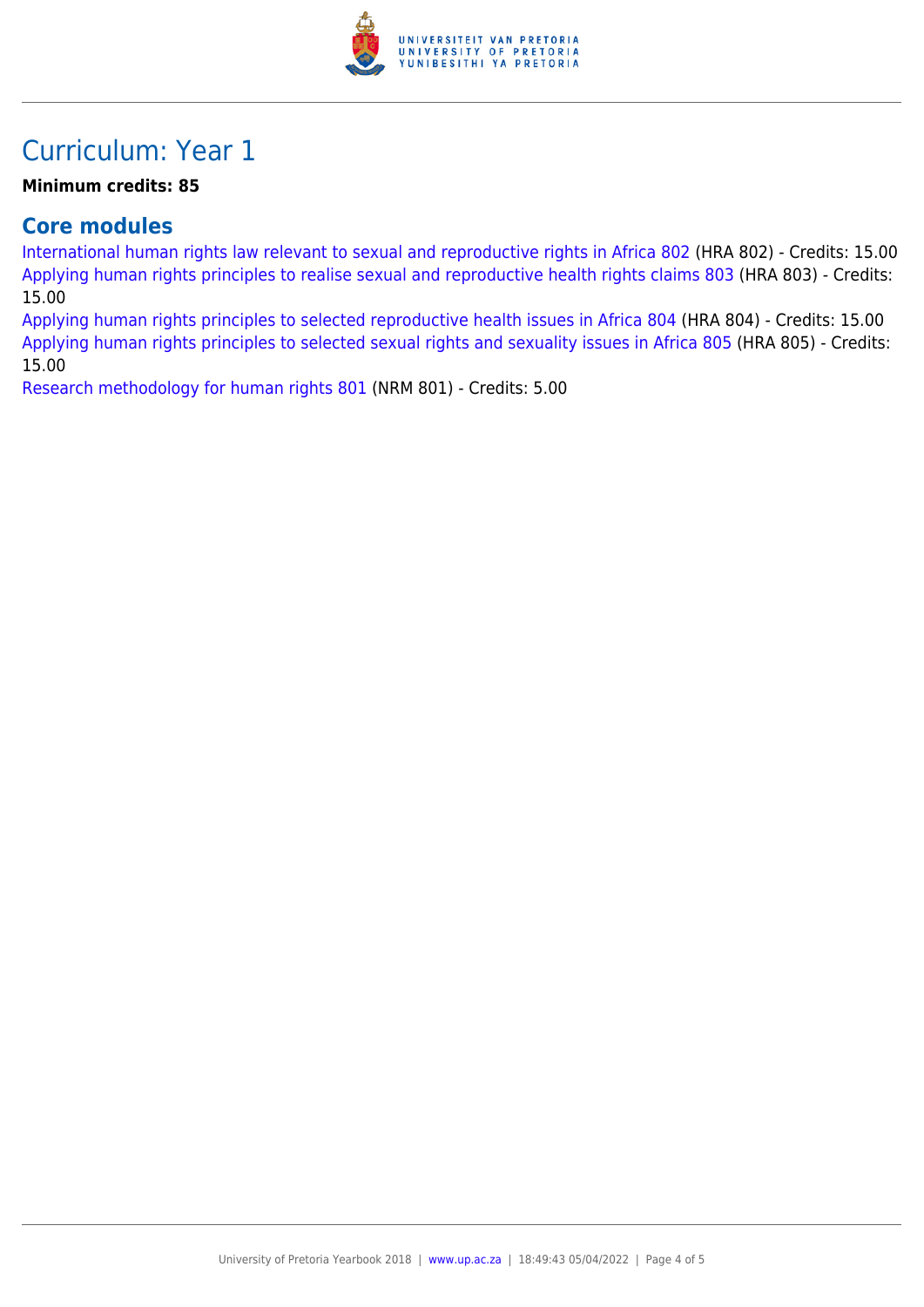# Curriculum: Year 1

**Minimum credits: 85**

## Core modules

International human rights law relevant to sexual and reproductive rights in Africa 802 (HRA 802) - Credits: 15.00
Applying human rights principles to realise sexual and reproductive health rights claims 803 (HRA 803) - Credits: 15.00
Applying human rights principles to selected reproductive health issues in Africa 804 (HRA 804) - Credits: 15.00
Applying human rights principles to selected sexual rights and sexuality issues in Africa 805 (HRA 805) - Credits: 15.00
Research methodology for human rights 801 (NRM 801) - Credits: 5.00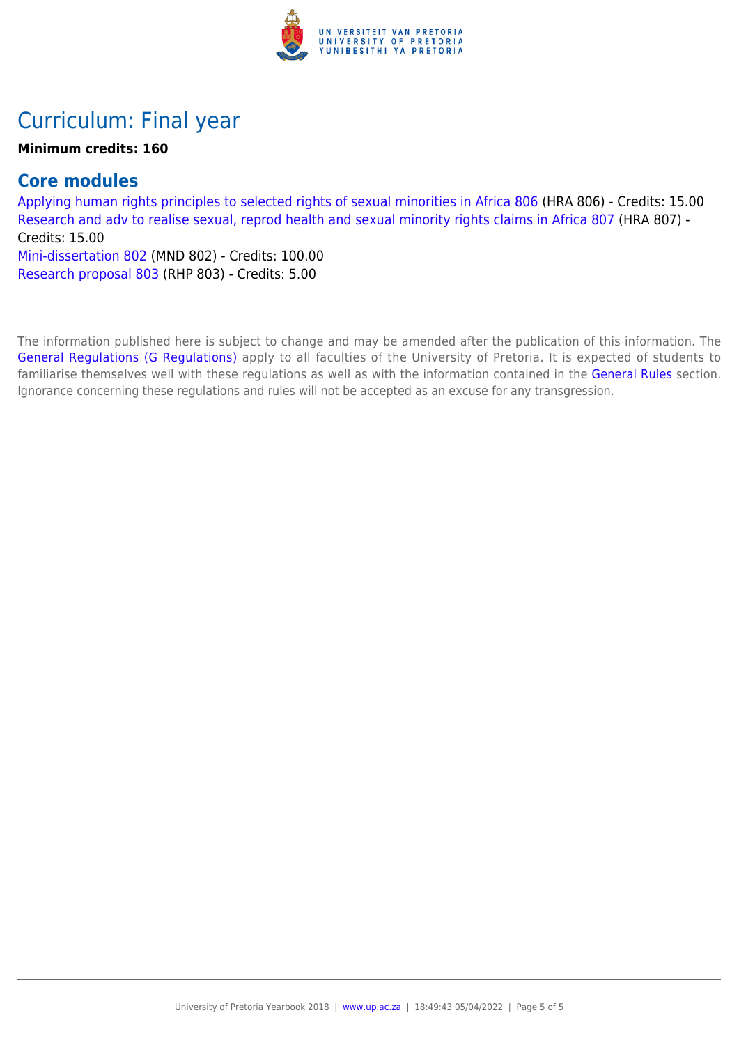## Curriculum: Final year

**Minimum credits: 160**

### Core modules

Applying human rights principles to selected rights of sexual minorities in Africa 806 (HRA 806) - Credits: 15.00
Research and adv to realise sexual, reprod health and sexual minority rights claims in Africa 807 (HRA 807) - Credits: 15.00
Mini-dissertation 802 (MND 802) - Credits: 100.00
Research proposal 803 (RHP 803) - Credits: 5.00

The information published here is subject to change and may be amended after the publication of this information. The General Regulations (G Regulations) apply to all faculties of the University of Pretoria. It is expected of students to familiarise themselves well with these regulations as well as with the information contained in the General Rules section. Ignorance concerning these regulations and rules will not be accepted as an excuse for any transgression.